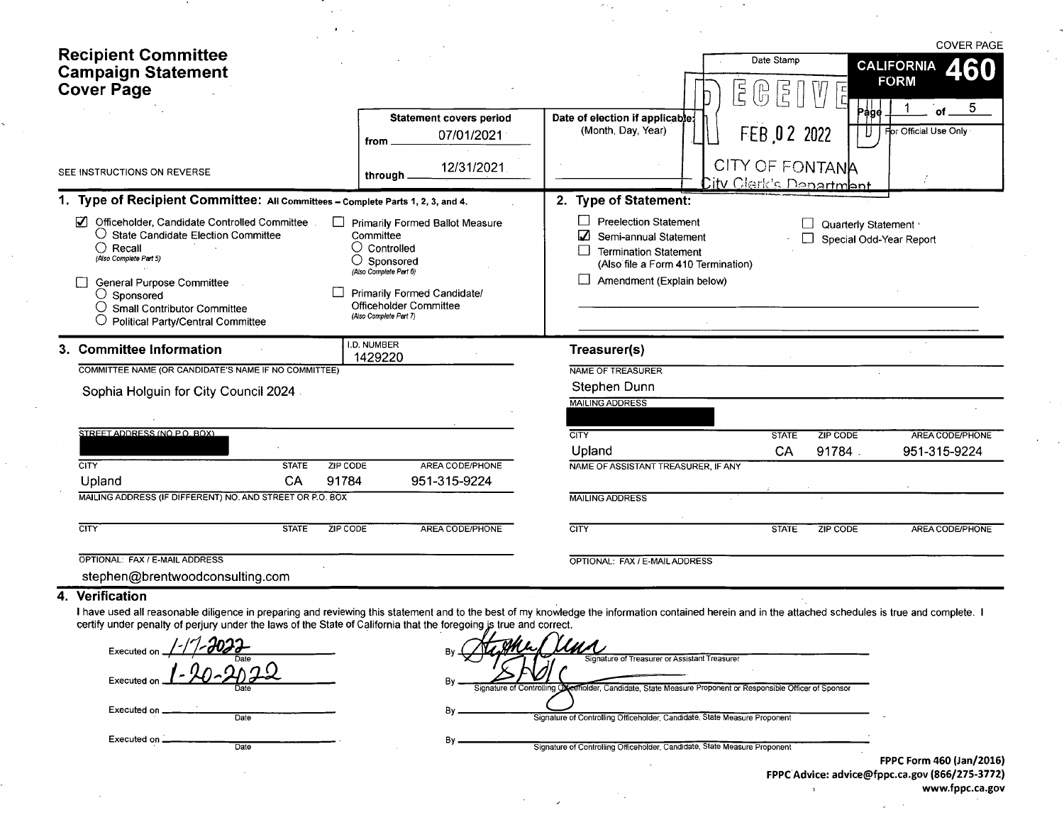# Recipient Committee Campaign Statement Cover Page

COVER PAGE

**CALIFORNIA FORM 460**

SEE INSTRUCTIONS ON REVERSE

| Statement covers period | |
|---|---|
| from | 07/01/2021 |
| through | 12/31/2021 |

Date of election if applicable: (Month, Day, Year)

Date Stamp: RECEIVED FEB 02 2022 CITY OF FONTANA City Clerk's Department

Page 1 of 5

For Official Use Only

## 1. Type of Recipient Committee: All Committees – Complete Parts 1, 2, 3, and 4.

- ☑ Officeholder, Candidate Controlled Committee
  - ○ State Candidate Election Committee
  - ○ Recall (Also Complete Part 5)
- ☐ General Purpose Committee
  - ○ Sponsored
  - ○ Small Contributor Committee
  - ○ Political Party/Central Committee
- ☐ Primarily Formed Ballot Measure Committee
  - ○ Controlled
  - ○ Sponsored (Also Complete Part 6)
- ☐ Primarily Formed Candidate/Officeholder Committee (Also Complete Part 7)

## 2. Type of Statement:

- ☐ Preelection Statement
- ☑ Semi-annual Statement
- ☐ Termination Statement (Also file a Form 410 Termination)
- ☐ Amendment (Explain below)
- ☐ Quarterly Statement
- ☐ Special Odd-Year Report

## 3. Committee Information

I.D. NUMBER: 1429220

COMMITTEE NAME (OR CANDIDATE'S NAME IF NO COMMITTEE): Sophia Holguin for City Council 2024

STREET ADDRESS (NO P.O. BOX): [REDACTED]

| CITY | STATE | ZIP CODE | AREA CODE/PHONE |
|---|---|---|---|
| Upland | CA | 91784 | 951-315-9224 |

MAILING ADDRESS (IF DIFFERENT) NO. AND STREET OR P.O. BOX:

| CITY | STATE | ZIP CODE | AREA CODE/PHONE |
|---|---|---|---|
| | | | |

OPTIONAL: FAX / E-MAIL ADDRESS: stephen@brentwoodconsulting.com

### Treasurer(s)

NAME OF TREASURER: Stephen Dunn

MAILING ADDRESS: [REDACTED]

| CITY | STATE | ZIP CODE | AREA CODE/PHONE |
|---|---|---|---|
| Upland | CA | 91784 | 951-315-9224 |

NAME OF ASSISTANT TREASURER, IF ANY:

MAILING ADDRESS:

| CITY | STATE | ZIP CODE | AREA CODE/PHONE |
|---|---|---|---|
| | | | |

OPTIONAL: FAX / E-MAIL ADDRESS:

## 4. Verification

I have used all reasonable diligence in preparing and reviewing this statement and to the best of my knowledge the information contained herein and in the attached schedules is true and complete. I certify under penalty of perjury under the laws of the State of California that the foregoing is true and correct.

Executed on 1-17-2022 (Date) By [signature] (Signature of Treasurer or Assistant Treasurer)

Executed on 1-20-2022 (Date) By [signature] (Signature of Controlling Officeholder, Candidate, State Measure Proponent or Responsible Officer of Sponsor)

Executed on ______ (Date) By ______ (Signature of Controlling Officeholder, Candidate, State Measure Proponent)

Executed on ______ (Date) By ______ (Signature of Controlling Officeholder, Candidate, State Measure Proponent)

FPPC Form 460 (Jan/2016)
FPPC Advice: advice@fppc.ca.gov (866/275-3772)
www.fppc.ca.gov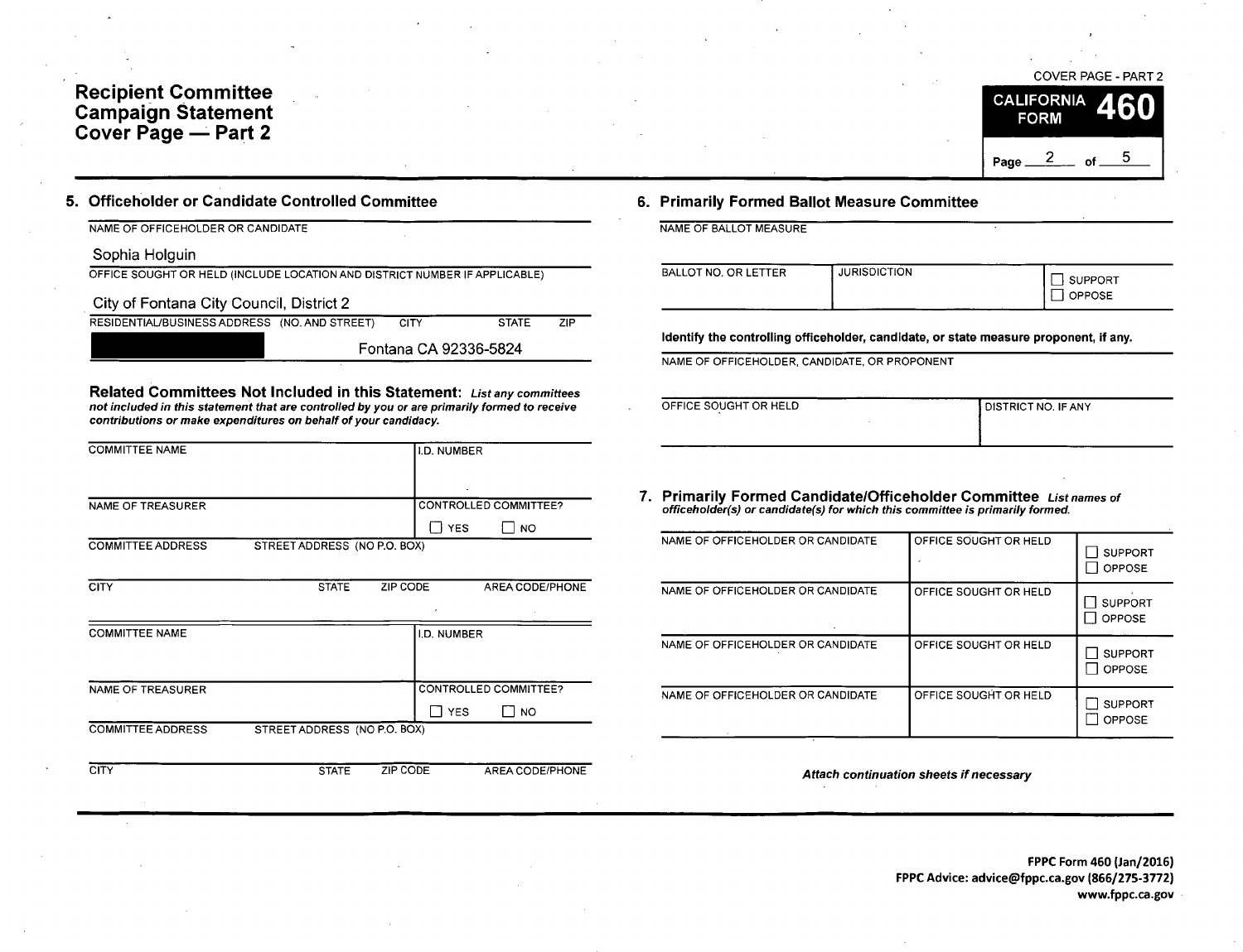COVER PAGE - PART 2

# Recipient Committee Campaign Statement Cover Page — Part 2

**CALIFORNIA FORM 460**

Page 2 of 5

## 5. Officeholder or Candidate Controlled Committee

| NAME OF OFFICEHOLDER OR CANDIDATE |
|---|
| Sophia Holguin |

| OFFICE SOUGHT OR HELD (INCLUDE LOCATION AND DISTRICT NUMBER IF APPLICABLE) |
|---|
| City of Fontana City Council, District 2 |

| RESIDENTIAL/BUSINESS ADDRESS (NO. AND STREET) | CITY | STATE | ZIP |
|---|---|---|---|
| [REDACTED] | Fontana | CA | 92336-5824 |

**Related Committees Not Included in this Statement:** *List any committees not included in this statement that are controlled by you or are primarily formed to receive contributions or make expenditures on behalf of your candidacy.*

| COMMITTEE NAME | | | I.D. NUMBER |
|---|---|---|---|
| NAME OF TREASURER | | | CONTROLLED COMMITTEE? ☐ YES ☐ NO |
| COMMITTEE ADDRESS | STREET ADDRESS (NO P.O. BOX) | | |
| CITY | STATE | ZIP CODE | AREA CODE/PHONE |

| COMMITTEE NAME | | | I.D. NUMBER |
|---|---|---|---|
| NAME OF TREASURER | | | CONTROLLED COMMITTEE? ☐ YES ☐ NO |
| COMMITTEE ADDRESS | STREET ADDRESS (NO P.O. BOX) | | |
| CITY | STATE | ZIP CODE | AREA CODE/PHONE |

## 6. Primarily Formed Ballot Measure Committee

| NAME OF BALLOT MEASURE | | |
|---|---|---|
| BALLOT NO. OR LETTER | JURISDICTION | ☐ SUPPORT ☐ OPPOSE |

**Identify the controlling officeholder, candidate, or state measure proponent, if any.**

| NAME OF OFFICEHOLDER, CANDIDATE, OR PROPONENT | |
|---|---|
| OFFICE SOUGHT OR HELD | DISTRICT NO. IF ANY |

## 7. Primarily Formed Candidate/Officeholder Committee

*List names of officeholder(s) or candidate(s) for which this committee is primarily formed.*

| NAME OF OFFICEHOLDER OR CANDIDATE | OFFICE SOUGHT OR HELD | ☐ SUPPORT ☐ OPPOSE |
|---|---|---|
| NAME OF OFFICEHOLDER OR CANDIDATE | OFFICE SOUGHT OR HELD | ☐ SUPPORT ☐ OPPOSE |
| NAME OF OFFICEHOLDER OR CANDIDATE | OFFICE SOUGHT OR HELD | ☐ SUPPORT ☐ OPPOSE |
| NAME OF OFFICEHOLDER OR CANDIDATE | OFFICE SOUGHT OR HELD | ☐ SUPPORT ☐ OPPOSE |

*Attach continuation sheets if necessary*

**FPPC Form 460 (Jan/2016)**
**FPPC Advice: advice@fppc.ca.gov (866/275-3772)**
**www.fppc.ca.gov**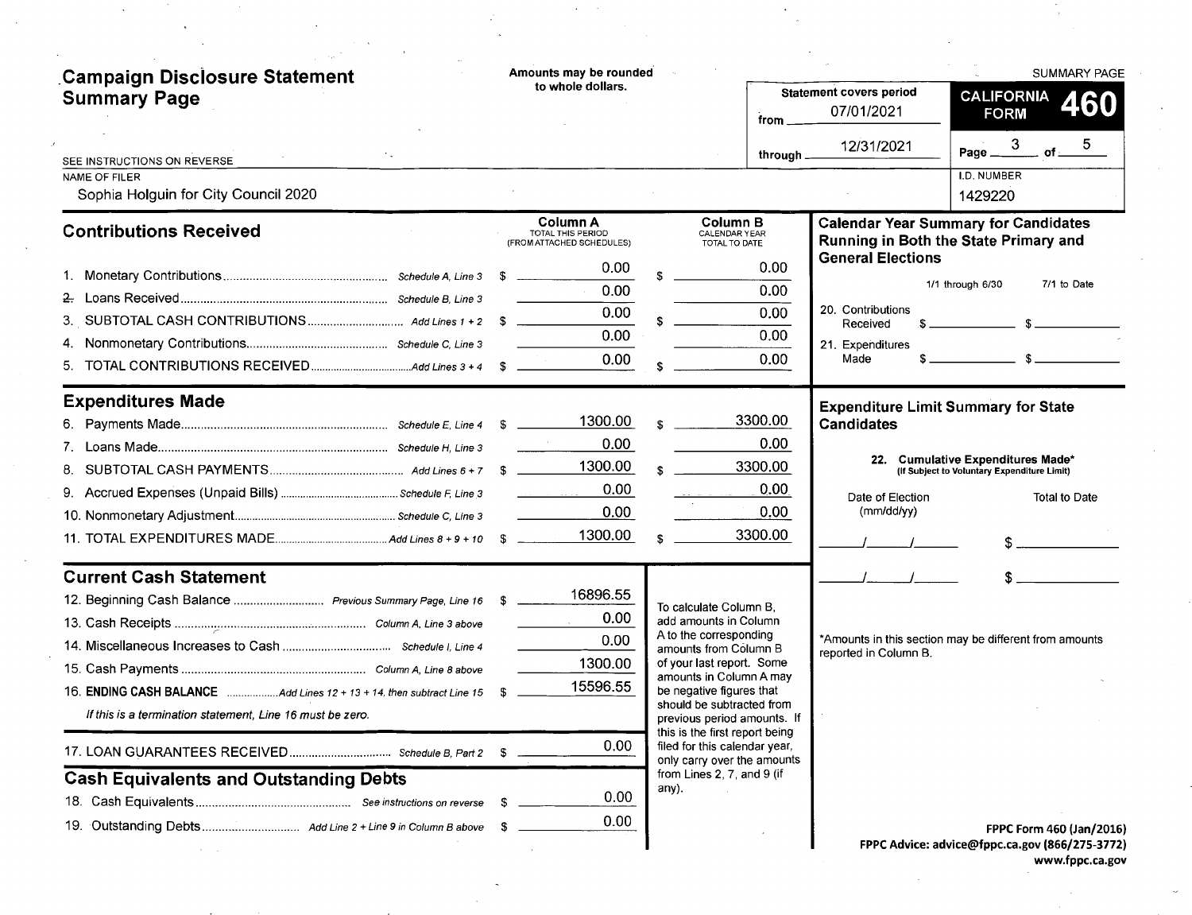# Campaign Disclosure Statement Summary Page

Amounts may be rounded to whole dollars.

SUMMARY PAGE

**CALIFORNIA FORM 460**

Statement covers period from 07/01/2021 through 12/31/2021

SEE INSTRUCTIONS ON REVERSE

NAME OF FILER: Sophia Holguin for City Council 2020

I.D. NUMBER: 1429220

## Contributions Received

| | | Column A TOTAL THIS PERIOD (FROM ATTACHED SCHEDULES) | Column B CALENDAR YEAR TOTAL TO DATE |
|---|---|---|---|
| 1. Monetary Contributions | Schedule A, Line 3 | $ 0.00 | $ 0.00 |
| 2. Loans Received | Schedule B, Line 3 | 0.00 | 0.00 |
| 3. SUBTOTAL CASH CONTRIBUTIONS | Add Lines 1 + 2 | $ 0.00 | $ 0.00 |
| 4. Nonmonetary Contributions | Schedule C, Line 3 | 0.00 | 0.00 |
| 5. TOTAL CONTRIBUTIONS RECEIVED | Add Lines 3 + 4 | $ 0.00 | $ 0.00 |

## Expenditures Made

| | | Column A | Column B |
|---|---|---|---|
| 6. Payments Made | Schedule E, Line 4 | $ 1300.00 | $ 3300.00 |
| 7. Loans Made | Schedule H, Line 3 | 0.00 | 0.00 |
| 8. SUBTOTAL CASH PAYMENTS | Add Lines 6 + 7 | $ 1300.00 | $ 3300.00 |
| 9. Accrued Expenses (Unpaid Bills) | Schedule F, Line 3 | 0.00 | 0.00 |
| 10. Nonmonetary Adjustment | Schedule C, Line 3 | 0.00 | 0.00 |
| 11. TOTAL EXPENDITURES MADE | Add Lines 8 + 9 + 10 | $ 1300.00 | $ 3300.00 |

## Current Cash Statement

| | | |
|---|---|---|
| 12. Beginning Cash Balance | Previous Summary Page, Line 16 | $ 16896.55 |
| 13. Cash Receipts | Column A, Line 3 above | 0.00 |
| 14. Miscellaneous Increases to Cash | Schedule I, Line 4 | 0.00 |
| 15. Cash Payments | Column A, Line 8 above | 1300.00 |
| 16. **ENDING CASH BALANCE** | Add Lines 12 + 13 + 14, then subtract Line 15 | $ 15596.55 |

*If this is a termination statement, Line 16 must be zero.*

| | | |
|---|---|---|
| 17. LOAN GUARANTEES RECEIVED | Schedule B, Part 2 | $ 0.00 |

## Cash Equivalents and Outstanding Debts

| | | |
|---|---|---|
| 18. Cash Equivalents | See instructions on reverse | $ 0.00 |
| 19. Outstanding Debts | Add Line 2 + Line 9 in Column B above | $ 0.00 |

To calculate Column B, add amounts in Column A to the corresponding amounts from Column B of your last report. Some amounts in Column A may be negative figures that should be subtracted from previous period amounts. If this is the first report being filed for this calendar year, only carry over the amounts from Lines 2, 7, and 9 (if any).

## Calendar Year Summary for Candidates Running in Both the State Primary and General Elections

| | 1/1 through 6/30 | 7/1 to Date |
|---|---|---|
| 20. Contributions Received | $ | $ |
| 21. Expenditures Made | $ | $ |

## Expenditure Limit Summary for State Candidates

**22. Cumulative Expenditures Made*** (If Subject to Voluntary Expenditure Limit)

| Date of Election (mm/dd/yy) | Total to Date |
|---|---|
| / / | $ |
| / / | $ |

*Amounts in this section may be different from amounts reported in Column B.

FPPC Form 460 (Jan/2016)
FPPC Advice: advice@fppc.ca.gov (866/275-3772)
www.fppc.ca.gov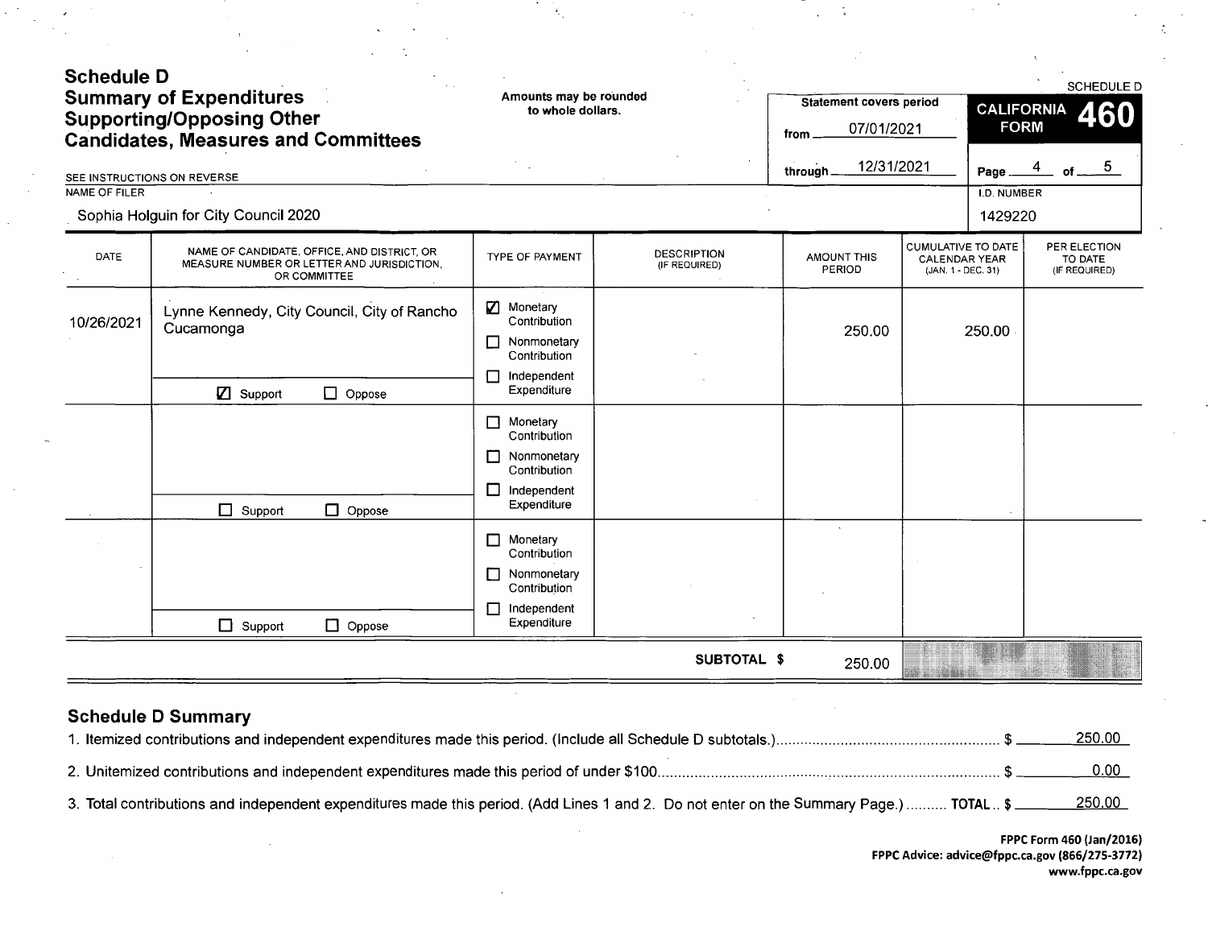# Schedule D
## Summary of Expenditures Supporting/Opposing Other Candidates, Measures and Committees

SEE INSTRUCTIONS ON REVERSE

Amounts may be rounded to whole dollars.

Statement covers period from 07/01/2021 through 12/31/2021

SCHEDULE D
CALIFORNIA FORM 460

Page 4 of 5

NAME OF FILER: Sophia Holguin for City Council 2020

I.D. NUMBER: 1429220

| DATE | NAME OF CANDIDATE, OFFICE, AND DISTRICT, OR MEASURE NUMBER OR LETTER AND JURISDICTION, OR COMMITTEE | TYPE OF PAYMENT | DESCRIPTION (IF REQUIRED) | AMOUNT THIS PERIOD | CUMULATIVE TO DATE CALENDAR YEAR (JAN. 1 - DEC. 31) | PER ELECTION TO DATE (IF REQUIRED) |
|---|---|---|---|---|---|---|
| 10/26/2021 | Lynne Kennedy, City Council, City of Rancho Cucamonga<br>☑ Support ☐ Oppose | ☑ Monetary Contribution<br>☐ Nonmonetary Contribution<br>☐ Independent Expenditure | | 250.00 | 250.00 | |
| | ☐ Support ☐ Oppose | ☐ Monetary Contribution<br>☐ Nonmonetary Contribution<br>☐ Independent Expenditure | | | | |
| | ☐ Support ☐ Oppose | ☐ Monetary Contribution<br>☐ Nonmonetary Contribution<br>☐ Independent Expenditure | | | | |
| | | | SUBTOTAL $ | 250.00 | | |

## Schedule D Summary

1. Itemized contributions and independent expenditures made this period. (Include all Schedule D subtotals.) $ 250.00
2. Unitemized contributions and independent expenditures made this period of under $100 $ 0.00
3. Total contributions and independent expenditures made this period. (Add Lines 1 and 2. Do not enter on the Summary Page.) TOTAL $ 250.00

FPPC Form 460 (Jan/2016)
FPPC Advice: advice@fppc.ca.gov (866/275-3772)
www.fppc.ca.gov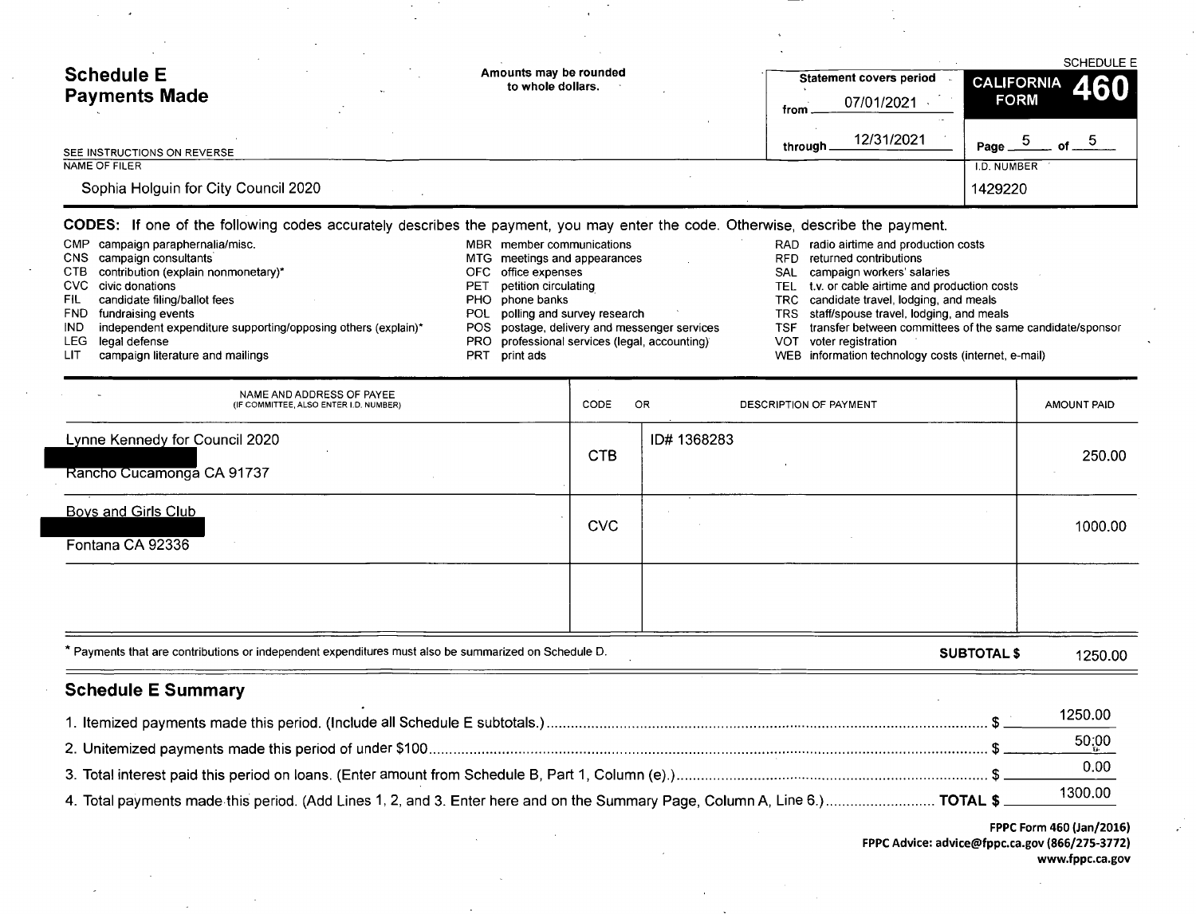# Schedule E
# Payments Made

Amounts may be rounded to whole dollars.

SEE INSTRUCTIONS ON REVERSE

Statement covers period from 07/01/2021 through 12/31/2021

SCHEDULE E
**CALIFORNIA FORM 460**

NAME OF FILER: Sophia Holguin for City Council 2020

I.D. NUMBER: 1429220

**CODES:** If one of the following codes accurately describes the payment, you may enter the code. Otherwise, describe the payment.

- CMP campaign paraphernalia/misc.
- CNS campaign consultants
- CTB contribution (explain nonmonetary)*
- CVC civic donations
- FIL candidate filing/ballot fees
- FND fundraising events
- IND independent expenditure supporting/opposing others (explain)*
- LEG legal defense
- LIT campaign literature and mailings
- MBR member communications
- MTG meetings and appearances
- OFC office expenses
- PET petition circulating
- PHO phone banks
- POL polling and survey research
- POS postage, delivery and messenger services
- PRO professional services (legal, accounting)
- PRT print ads
- RAD radio airtime and production costs
- RFD returned contributions
- SAL campaign workers' salaries
- TEL t.v. or cable airtime and production costs
- TRC candidate travel, lodging, and meals
- TRS staff/spouse travel, lodging, and meals
- TSF transfer between committees of the same candidate/sponsor
- VOT voter registration
- WEB information technology costs (internet, e-mail)

| NAME AND ADDRESS OF PAYEE (IF COMMITTEE, ALSO ENTER I.D. NUMBER) | CODE | OR DESCRIPTION OF PAYMENT | AMOUNT PAID |
|---|---|---|---|
| Lynne Kennedy for Council 2020<br>[REDACTED]<br>Rancho Cucamonga CA 91737 | CTB | ID# 1368283 | 250.00 |
| Boys and Girls Club<br>[REDACTED]<br>Fontana CA 92336 | CVC | | 1000.00 |
| | | | |

\* Payments that are contributions or independent expenditures must also be summarized on Schedule D.

**SUBTOTAL $** 1250.00

## Schedule E Summary

1. Itemized payments made this period. (Include all Schedule E subtotals.) $ 1250.00
2. Unitemized payments made this period of under $100 $ 50.00
3. Total interest paid this period on loans. (Enter amount from Schedule B, Part 1, Column (e).) $ 0.00
4. Total payments made this period. (Add Lines 1, 2, and 3. Enter here and on the Summary Page, Column A, Line 6.) **TOTAL $** 1300.00

FPPC Form 460 (Jan/2016)
FPPC Advice: advice@fppc.ca.gov (866/275-3772)
www.fppc.ca.gov